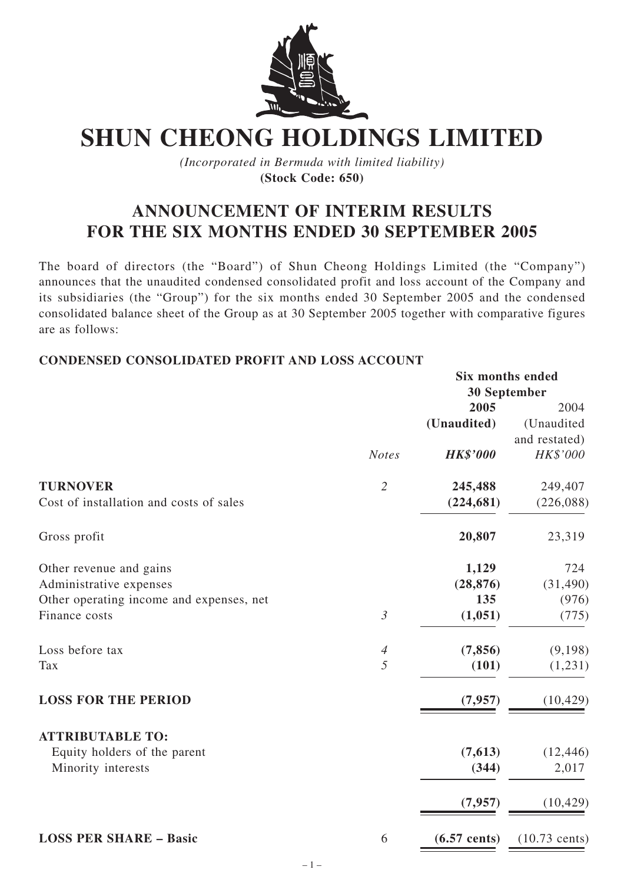# SHUN CHEONG HOLDINGS LIMITED

*(Incorporated in Bermuda with limited liability)*
**(Stock Code: 650)**

## ANNOUNCEMENT OF INTERIM RESULTS FOR THE SIX MONTHS ENDED 30 SEPTEMBER 2005

The board of directors (the "Board") of Shun Cheong Holdings Limited (the "Company") announces that the unaudited condensed consolidated profit and loss account of the Company and its subsidiaries (the "Group") for the six months ended 30 September 2005 and the condensed consolidated balance sheet of the Group as at 30 September 2005 together with comparative figures are as follows:

### CONDENSED CONSOLIDATED PROFIT AND LOSS ACCOUNT

| | | Six months ended 30 September | |
|---|---|---|---|
| | | **2005** | 2004 |
| | | **(Unaudited)** | (Unaudited and restated) |
| | *Notes* | ***HK$'000*** | *HK$'000* |
| **TURNOVER** | *2* | **245,488** | 249,407 |
| Cost of installation and costs of sales | | **(224,681)** | (226,088) |
| Gross profit | | **20,807** | 23,319 |
| Other revenue and gains | | **1,129** | 724 |
| Administrative expenses | | **(28,876)** | (31,490) |
| Other operating income and expenses, net | | **135** | (976) |
| Finance costs | *3* | **(1,051)** | (775) |
| Loss before tax | *4* | **(7,856)** | (9,198) |
| Tax | *5* | **(101)** | (1,231) |
| **LOSS FOR THE PERIOD** | | **(7,957)** | (10,429) |
| **ATTRIBUTABLE TO:** | | | |
| Equity holders of the parent | | **(7,613)** | (12,446) |
| Minority interests | | **(344)** | 2,017 |
| | | **(7,957)** | (10,429) |
| **LOSS PER SHARE – Basic** | 6 | **(6.57 cents)** | (10.73 cents) |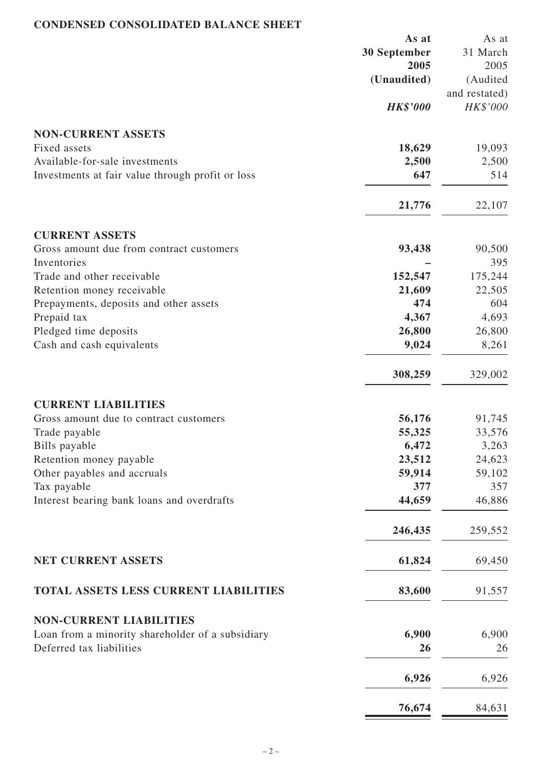**CONDENSED CONSOLIDATED BALANCE SHEET**

| | As at 30 September 2005 (Unaudited) *HK$'000* | As at 31 March 2005 (Audited and restated) *HK$'000* |
|---|---|---|
| **NON-CURRENT ASSETS** | | |
| Fixed assets | **18,629** | 19,093 |
| Available-for-sale investments | **2,500** | 2,500 |
| Investments at fair value through profit or loss | **647** | 514 |
| | **21,776** | 22,107 |
| **CURRENT ASSETS** | | |
| Gross amount due from contract customers | **93,438** | 90,500 |
| Inventories | **–** | 395 |
| Trade and other receivable | **152,547** | 175,244 |
| Retention money receivable | **21,609** | 22,505 |
| Prepayments, deposits and other assets | **474** | 604 |
| Prepaid tax | **4,367** | 4,693 |
| Pledged time deposits | **26,800** | 26,800 |
| Cash and cash equivalents | **9,024** | 8,261 |
| | **308,259** | 329,002 |
| **CURRENT LIABILITIES** | | |
| Gross amount due to contract customers | **56,176** | 91,745 |
| Trade payable | **55,325** | 33,576 |
| Bills payable | **6,472** | 3,263 |
| Retention money payable | **23,512** | 24,623 |
| Other payables and accruals | **59,914** | 59,102 |
| Tax payable | **377** | 357 |
| Interest bearing bank loans and overdrafts | **44,659** | 46,886 |
| | **246,435** | 259,552 |
| **NET CURRENT ASSETS** | **61,824** | 69,450 |
| **TOTAL ASSETS LESS CURRENT LIABILITIES** | **83,600** | 91,557 |
| **NON-CURRENT LIABILITIES** | | |
| Loan from a minority shareholder of a subsidiary | **6,900** | 6,900 |
| Deferred tax liabilities | **26** | 26 |
| | **6,926** | 6,926 |
| | **76,674** | 84,631 |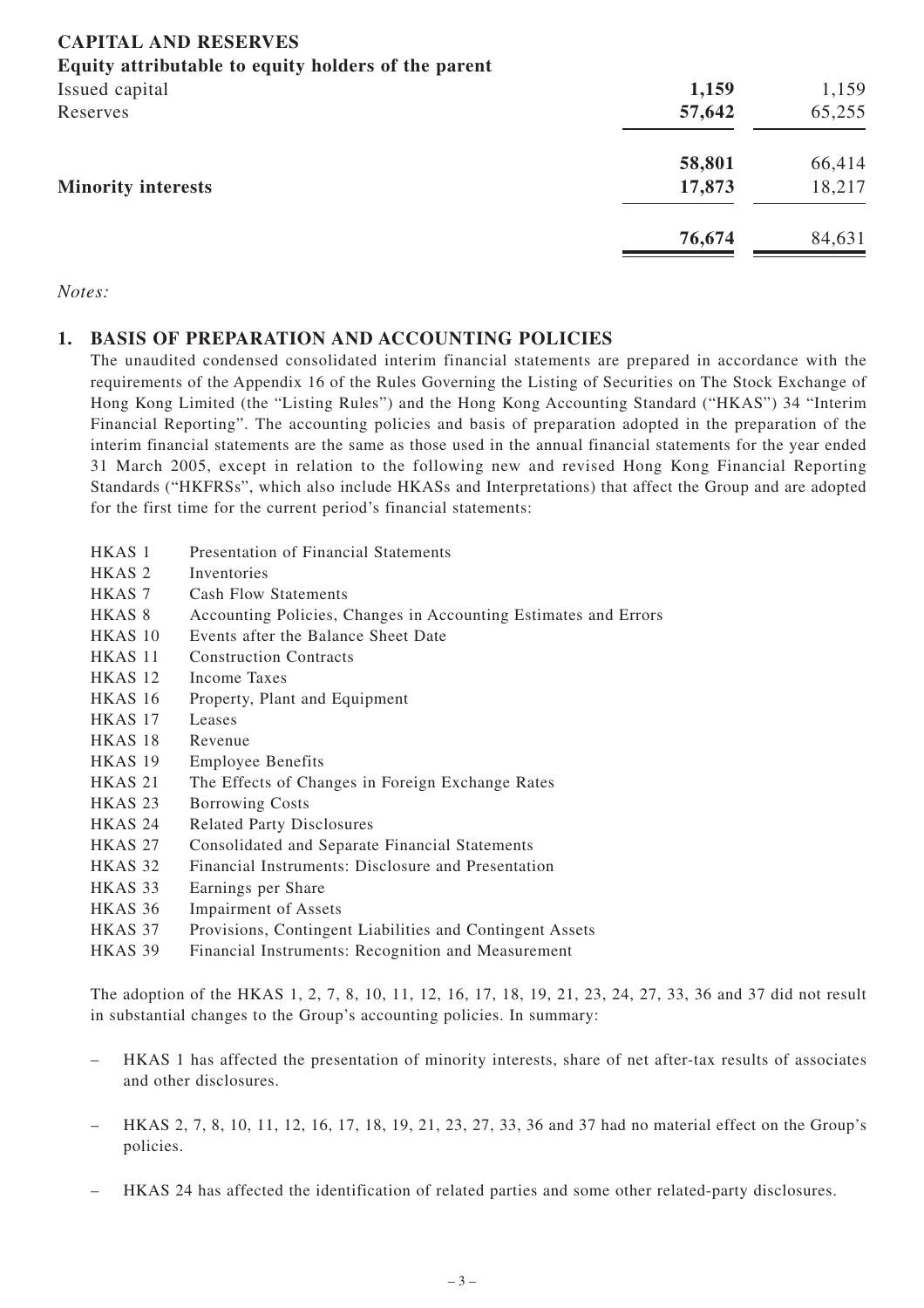**CAPITAL AND RESERVES**

**Equity attributable to equity holders of the parent**

| | | |
|---|---|---|
| Issued capital | **1,159** | 1,159 |
| Reserves | **57,642** | 65,255 |
| | **58,801** | 66,414 |
| **Minority interests** | **17,873** | 18,217 |
| | **76,674** | 84,631 |

*Notes:*

## 1. BASIS OF PREPARATION AND ACCOUNTING POLICIES

The unaudited condensed consolidated interim financial statements are prepared in accordance with the requirements of the Appendix 16 of the Rules Governing the Listing of Securities on The Stock Exchange of Hong Kong Limited (the "Listing Rules") and the Hong Kong Accounting Standard ("HKAS") 34 "Interim Financial Reporting". The accounting policies and basis of preparation adopted in the preparation of the interim financial statements are the same as those used in the annual financial statements for the year ended 31 March 2005, except in relation to the following new and revised Hong Kong Financial Reporting Standards ("HKFRSs", which also include HKASs and Interpretations) that affect the Group and are adopted for the first time for the current period's financial statements:

| | |
|---|---|
| HKAS 1 | Presentation of Financial Statements |
| HKAS 2 | Inventories |
| HKAS 7 | Cash Flow Statements |
| HKAS 8 | Accounting Policies, Changes in Accounting Estimates and Errors |
| HKAS 10 | Events after the Balance Sheet Date |
| HKAS 11 | Construction Contracts |
| HKAS 12 | Income Taxes |
| HKAS 16 | Property, Plant and Equipment |
| HKAS 17 | Leases |
| HKAS 18 | Revenue |
| HKAS 19 | Employee Benefits |
| HKAS 21 | The Effects of Changes in Foreign Exchange Rates |
| HKAS 23 | Borrowing Costs |
| HKAS 24 | Related Party Disclosures |
| HKAS 27 | Consolidated and Separate Financial Statements |
| HKAS 32 | Financial Instruments: Disclosure and Presentation |
| HKAS 33 | Earnings per Share |
| HKAS 36 | Impairment of Assets |
| HKAS 37 | Provisions, Contingent Liabilities and Contingent Assets |
| HKAS 39 | Financial Instruments: Recognition and Measurement |

The adoption of the HKAS 1, 2, 7, 8, 10, 11, 12, 16, 17, 18, 19, 21, 23, 24, 27, 33, 36 and 37 did not result in substantial changes to the Group's accounting policies. In summary:

- HKAS 1 has affected the presentation of minority interests, share of net after-tax results of associates and other disclosures.
- HKAS 2, 7, 8, 10, 11, 12, 16, 17, 18, 19, 21, 23, 27, 33, 36 and 37 had no material effect on the Group's policies.
- HKAS 24 has affected the identification of related parties and some other related-party disclosures.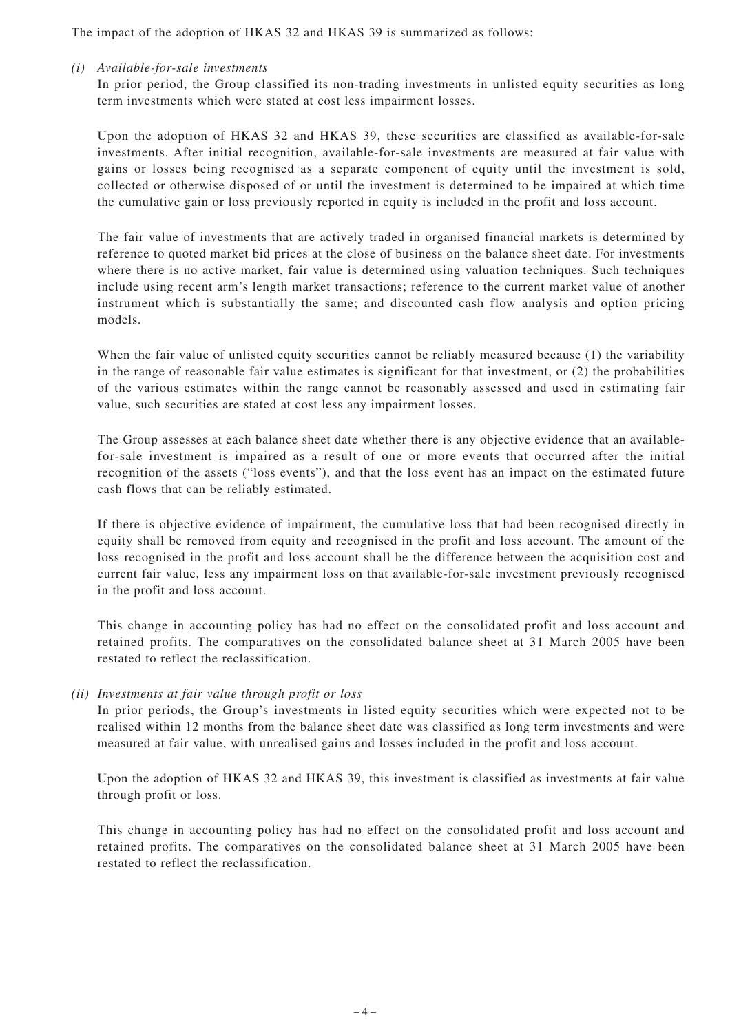The impact of the adoption of HKAS 32 and HKAS 39 is summarized as follows:

*(i) Available-for-sale investments*

In prior period, the Group classified its non-trading investments in unlisted equity securities as long term investments which were stated at cost less impairment losses.

Upon the adoption of HKAS 32 and HKAS 39, these securities are classified as available-for-sale investments. After initial recognition, available-for-sale investments are measured at fair value with gains or losses being recognised as a separate component of equity until the investment is sold, collected or otherwise disposed of or until the investment is determined to be impaired at which time the cumulative gain or loss previously reported in equity is included in the profit and loss account.

The fair value of investments that are actively traded in organised financial markets is determined by reference to quoted market bid prices at the close of business on the balance sheet date. For investments where there is no active market, fair value is determined using valuation techniques. Such techniques include using recent arm's length market transactions; reference to the current market value of another instrument which is substantially the same; and discounted cash flow analysis and option pricing models.

When the fair value of unlisted equity securities cannot be reliably measured because (1) the variability in the range of reasonable fair value estimates is significant for that investment, or (2) the probabilities of the various estimates within the range cannot be reasonably assessed and used in estimating fair value, such securities are stated at cost less any impairment losses.

The Group assesses at each balance sheet date whether there is any objective evidence that an available-for-sale investment is impaired as a result of one or more events that occurred after the initial recognition of the assets ("loss events"), and that the loss event has an impact on the estimated future cash flows that can be reliably estimated.

If there is objective evidence of impairment, the cumulative loss that had been recognised directly in equity shall be removed from equity and recognised in the profit and loss account. The amount of the loss recognised in the profit and loss account shall be the difference between the acquisition cost and current fair value, less any impairment loss on that available-for-sale investment previously recognised in the profit and loss account.

This change in accounting policy has had no effect on the consolidated profit and loss account and retained profits. The comparatives on the consolidated balance sheet at 31 March 2005 have been restated to reflect the reclassification.

*(ii) Investments at fair value through profit or loss*

In prior periods, the Group's investments in listed equity securities which were expected not to be realised within 12 months from the balance sheet date was classified as long term investments and were measured at fair value, with unrealised gains and losses included in the profit and loss account.

Upon the adoption of HKAS 32 and HKAS 39, this investment is classified as investments at fair value through profit or loss.

This change in accounting policy has had no effect on the consolidated profit and loss account and retained profits. The comparatives on the consolidated balance sheet at 31 March 2005 have been restated to reflect the reclassification.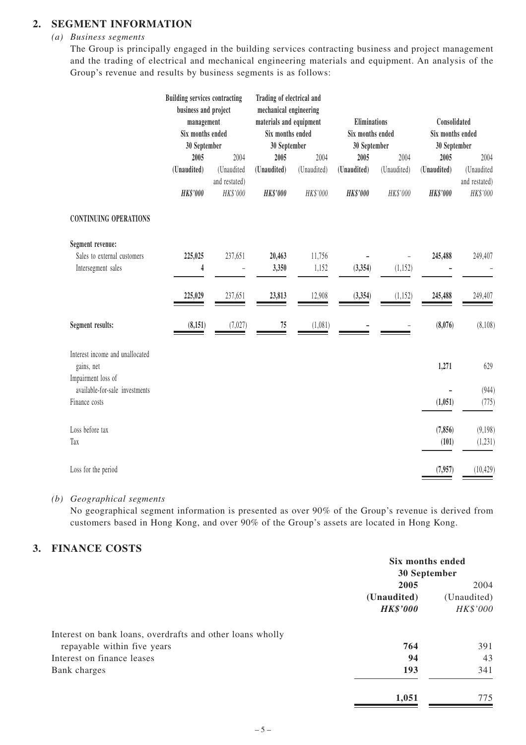## 2. SEGMENT INFORMATION

*(a) Business segments*

The Group is principally engaged in the building services contracting business and project management and the trading of electrical and mechanical engineering materials and equipment. An analysis of the Group's revenue and results by business segments is as follows:

| | Building services contracting business and project management Six months ended 30 September | | Trading of electrical and mechanical engineering materials and equipment Six months ended 30 September | | Eliminations Six months ended 30 September | | Consolidated Six months ended 30 September | |
|---|---|---|---|---|---|---|---|---|
| | **2005** | 2004 | **2005** | 2004 | **2005** | 2004 | **2005** | 2004 |
| | **(Unaudited)** | (Unaudited and restated) | **(Unaudited)** | (Unaudited) | **(Unaudited)** | (Unaudited) | **(Unaudited)** | (Unaudited and restated) |
| | ***HK$'000*** | *HK$'000* | ***HK$'000*** | *HK$'000* | ***HK$'000*** | *HK$'000* | ***HK$'000*** | *HK$'000* |
| **CONTINUING OPERATIONS** | | | | | | | | |
| **Segment revenue:** | | | | | | | | |
| Sales to external customers | **225,025** | 237,651 | **20,463** | 11,756 | **–** | – | **245,488** | 249,407 |
| Intersegment sales | **4** | – | **3,350** | 1,152 | **(3,354)** | (1,152) | **–** | – |
| | **225,029** | 237,651 | **23,813** | 12,908 | **(3,354)** | (1,152) | **245,488** | 249,407 |
| **Segment results:** | **(8,151)** | (7,027) | **75** | (1,081) | **–** | – | **(8,076)** | (8,108) |
| Interest income and unallocated gains, net | | | | | | | **1,271** | 629 |
| Impairment loss of available-for-sale investments | | | | | | | **–** | (944) |
| Finance costs | | | | | | | **(1,051)** | (775) |
| Loss before tax | | | | | | | **(7,856)** | (9,198) |
| Tax | | | | | | | **(101)** | (1,231) |
| Loss for the period | | | | | | | **(7,957)** | (10,429) |

*(b) Geographical segments*

No geographical segment information is presented as over 90% of the Group's revenue is derived from customers based in Hong Kong, and over 90% of the Group's assets are located in Hong Kong.

## 3. FINANCE COSTS

| | Six months ended 30 September | |
|---|---|---|
| | **2005** | 2004 |
| | **(Unaudited)** | (Unaudited) |
| | ***HK$'000*** | *HK$'000* |
| Interest on bank loans, overdrafts and other loans wholly repayable within five years | **764** | 391 |
| Interest on finance leases | **94** | 43 |
| Bank charges | **193** | 341 |
| | **1,051** | 775 |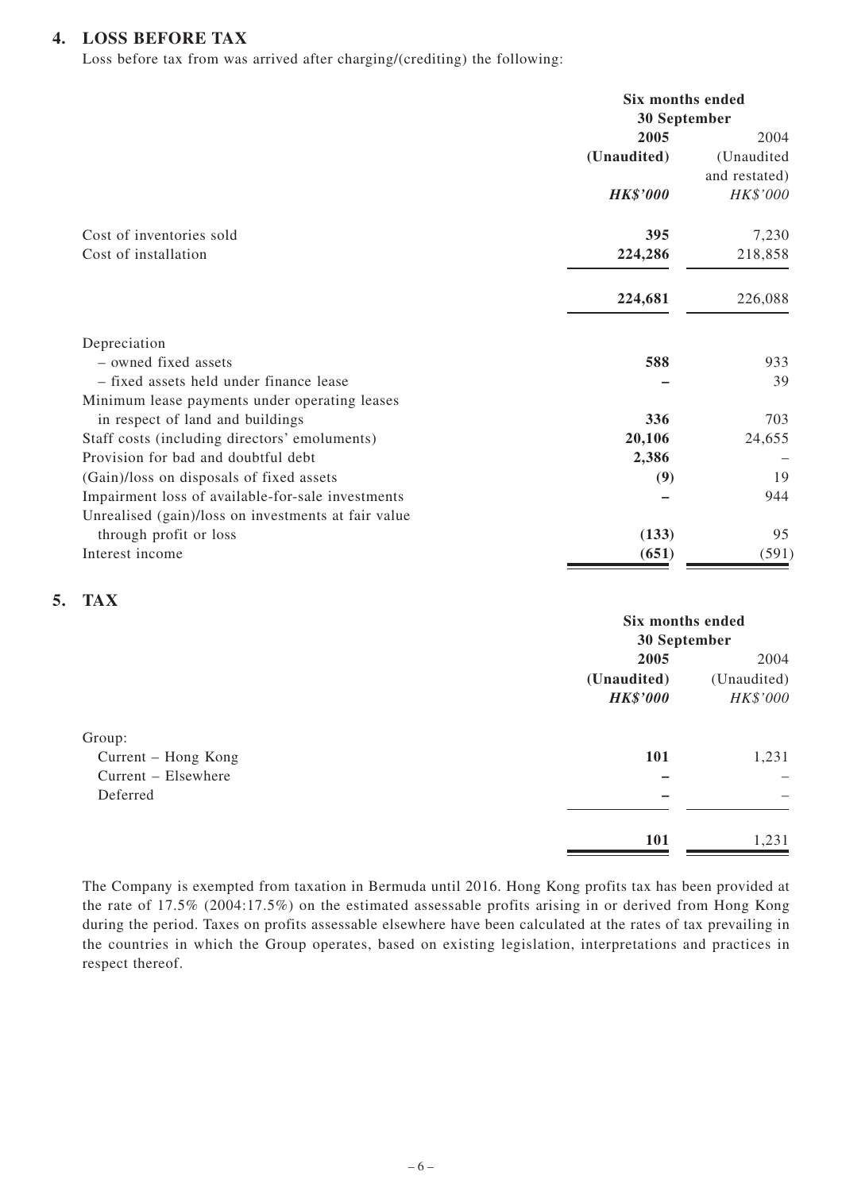## 4. LOSS BEFORE TAX

Loss before tax from was arrived after charging/(crediting) the following:

| | Six months ended 30 September | |
|---|---|---|
| | **2005** | 2004 |
| | **(Unaudited)** | (Unaudited and restated) |
| | ***HK$'000*** | *HK$'000* |
| Cost of inventories sold | **395** | 7,230 |
| Cost of installation | **224,286** | 218,858 |
| | **224,681** | 226,088 |
| Depreciation | | |
| – owned fixed assets | **588** | 933 |
| – fixed assets held under finance lease | **–** | 39 |
| Minimum lease payments under operating leases in respect of land and buildings | **336** | 703 |
| Staff costs (including directors' emoluments) | **20,106** | 24,655 |
| Provision for bad and doubtful debt | **2,386** | – |
| (Gain)/loss on disposals of fixed assets | **(9)** | 19 |
| Impairment loss of available-for-sale investments | **–** | 944 |
| Unrealised (gain)/loss on investments at fair value through profit or loss | **(133)** | 95 |
| Interest income | **(651)** | (591) |

## 5. TAX

| | Six months ended 30 September | |
|---|---|---|
| | **2005** | 2004 |
| | **(Unaudited)** | (Unaudited) |
| | ***HK$'000*** | *HK$'000* |
| Group: | | |
| Current – Hong Kong | **101** | 1,231 |
| Current – Elsewhere | **–** | – |
| Deferred | **–** | – |
| | **101** | 1,231 |

The Company is exempted from taxation in Bermuda until 2016. Hong Kong profits tax has been provided at the rate of 17.5% (2004:17.5%) on the estimated assessable profits arising in or derived from Hong Kong during the period. Taxes on profits assessable elsewhere have been calculated at the rates of tax prevailing in the countries in which the Group operates, based on existing legislation, interpretations and practices in respect thereof.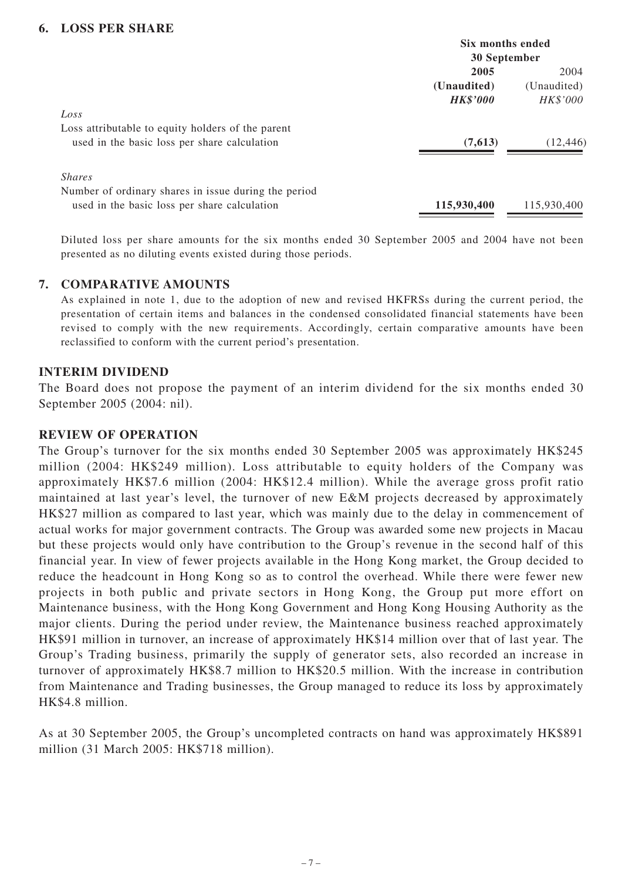## 6. LOSS PER SHARE

| | Six months ended 30 September | |
|---|---|---|
| | **2005** | 2004 |
| | **(Unaudited)** | (Unaudited) |
| | ***HK$'000*** | *HK$'000* |
| *Loss* | | |
| Loss attributable to equity holders of the parent used in the basic loss per share calculation | **(7,613)** | (12,446) |
| *Shares* | | |
| Number of ordinary shares in issue during the period used in the basic loss per share calculation | **115,930,400** | 115,930,400 |

Diluted loss per share amounts for the six months ended 30 September 2005 and 2004 have not been presented as no diluting events existed during those periods.

## 7. COMPARATIVE AMOUNTS

As explained in note 1, due to the adoption of new and revised HKFRSs during the current period, the presentation of certain items and balances in the condensed consolidated financial statements have been revised to comply with the new requirements. Accordingly, certain comparative amounts have been reclassified to conform with the current period's presentation.

## INTERIM DIVIDEND

The Board does not propose the payment of an interim dividend for the six months ended 30 September 2005 (2004: nil).

## REVIEW OF OPERATION

The Group's turnover for the six months ended 30 September 2005 was approximately HK$245 million (2004: HK$249 million). Loss attributable to equity holders of the Company was approximately HK$7.6 million (2004: HK$12.4 million). While the average gross profit ratio maintained at last year's level, the turnover of new E&M projects decreased by approximately HK$27 million as compared to last year, which was mainly due to the delay in commencement of actual works for major government contracts. The Group was awarded some new projects in Macau but these projects would only have contribution to the Group's revenue in the second half of this financial year. In view of fewer projects available in the Hong Kong market, the Group decided to reduce the headcount in Hong Kong so as to control the overhead. While there were fewer new projects in both public and private sectors in Hong Kong, the Group put more effort on Maintenance business, with the Hong Kong Government and Hong Kong Housing Authority as the major clients. During the period under review, the Maintenance business reached approximately HK$91 million in turnover, an increase of approximately HK$14 million over that of last year. The Group's Trading business, primarily the supply of generator sets, also recorded an increase in turnover of approximately HK$8.7 million to HK$20.5 million. With the increase in contribution from Maintenance and Trading businesses, the Group managed to reduce its loss by approximately HK$4.8 million.

As at 30 September 2005, the Group's uncompleted contracts on hand was approximately HK$891 million (31 March 2005: HK$718 million).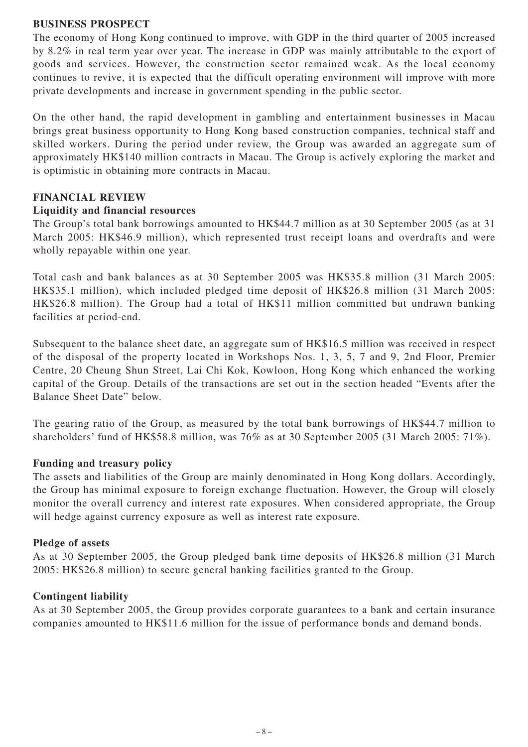## BUSINESS PROSPECT

The economy of Hong Kong continued to improve, with GDP in the third quarter of 2005 increased by 8.2% in real term year over year. The increase in GDP was mainly attributable to the export of goods and services. However, the construction sector remained weak. As the local economy continues to revive, it is expected that the difficult operating environment will improve with more private developments and increase in government spending in the public sector.

On the other hand, the rapid development in gambling and entertainment businesses in Macau brings great business opportunity to Hong Kong based construction companies, technical staff and skilled workers. During the period under review, the Group was awarded an aggregate sum of approximately HK$140 million contracts in Macau. The Group is actively exploring the market and is optimistic in obtaining more contracts in Macau.

## FINANCIAL REVIEW

### Liquidity and financial resources

The Group's total bank borrowings amounted to HK$44.7 million as at 30 September 2005 (as at 31 March 2005: HK$46.9 million), which represented trust receipt loans and overdrafts and were wholly repayable within one year.

Total cash and bank balances as at 30 September 2005 was HK$35.8 million (31 March 2005: HK$35.1 million), which included pledged time deposit of HK$26.8 million (31 March 2005: HK$26.8 million). The Group had a total of HK$11 million committed but undrawn banking facilities at period-end.

Subsequent to the balance sheet date, an aggregate sum of HK$16.5 million was received in respect of the disposal of the property located in Workshops Nos. 1, 3, 5, 7 and 9, 2nd Floor, Premier Centre, 20 Cheung Shun Street, Lai Chi Kok, Kowloon, Hong Kong which enhanced the working capital of the Group. Details of the transactions are set out in the section headed "Events after the Balance Sheet Date" below.

The gearing ratio of the Group, as measured by the total bank borrowings of HK$44.7 million to shareholders' fund of HK$58.8 million, was 76% as at 30 September 2005 (31 March 2005: 71%).

### Funding and treasury policy

The assets and liabilities of the Group are mainly denominated in Hong Kong dollars. Accordingly, the Group has minimal exposure to foreign exchange fluctuation. However, the Group will closely monitor the overall currency and interest rate exposures. When considered appropriate, the Group will hedge against currency exposure as well as interest rate exposure.

### Pledge of assets

As at 30 September 2005, the Group pledged bank time deposits of HK$26.8 million (31 March 2005: HK$26.8 million) to secure general banking facilities granted to the Group.

### Contingent liability

As at 30 September 2005, the Group provides corporate guarantees to a bank and certain insurance companies amounted to HK$11.6 million for the issue of performance bonds and demand bonds.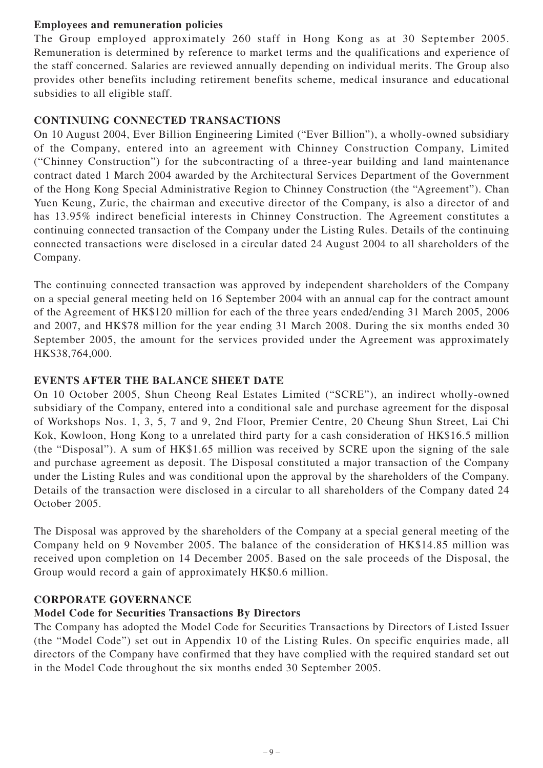**Employees and remuneration policies**

The Group employed approximately 260 staff in Hong Kong as at 30 September 2005. Remuneration is determined by reference to market terms and the qualifications and experience of the staff concerned. Salaries are reviewed annually depending on individual merits. The Group also provides other benefits including retirement benefits scheme, medical insurance and educational subsidies to all eligible staff.

## CONTINUING CONNECTED TRANSACTIONS

On 10 August 2004, Ever Billion Engineering Limited ("Ever Billion"), a wholly-owned subsidiary of the Company, entered into an agreement with Chinney Construction Company, Limited ("Chinney Construction") for the subcontracting of a three-year building and land maintenance contract dated 1 March 2004 awarded by the Architectural Services Department of the Government of the Hong Kong Special Administrative Region to Chinney Construction (the "Agreement"). Chan Yuen Keung, Zuric, the chairman and executive director of the Company, is also a director of and has 13.95% indirect beneficial interests in Chinney Construction. The Agreement constitutes a continuing connected transaction of the Company under the Listing Rules. Details of the continuing connected transactions were disclosed in a circular dated 24 August 2004 to all shareholders of the Company.

The continuing connected transaction was approved by independent shareholders of the Company on a special general meeting held on 16 September 2004 with an annual cap for the contract amount of the Agreement of HK$120 million for each of the three years ended/ending 31 March 2005, 2006 and 2007, and HK$78 million for the year ending 31 March 2008. During the six months ended 30 September 2005, the amount for the services provided under the Agreement was approximately HK$38,764,000.

## EVENTS AFTER THE BALANCE SHEET DATE

On 10 October 2005, Shun Cheong Real Estates Limited ("SCRE"), an indirect wholly-owned subsidiary of the Company, entered into a conditional sale and purchase agreement for the disposal of Workshops Nos. 1, 3, 5, 7 and 9, 2nd Floor, Premier Centre, 20 Cheung Shun Street, Lai Chi Kok, Kowloon, Hong Kong to a unrelated third party for a cash consideration of HK$16.5 million (the "Disposal"). A sum of HK$1.65 million was received by SCRE upon the signing of the sale and purchase agreement as deposit. The Disposal constituted a major transaction of the Company under the Listing Rules and was conditional upon the approval by the shareholders of the Company. Details of the transaction were disclosed in a circular to all shareholders of the Company dated 24 October 2005.

The Disposal was approved by the shareholders of the Company at a special general meeting of the Company held on 9 November 2005. The balance of the consideration of HK$14.85 million was received upon completion on 14 December 2005. Based on the sale proceeds of the Disposal, the Group would record a gain of approximately HK$0.6 million.

## CORPORATE GOVERNANCE

**Model Code for Securities Transactions By Directors**

The Company has adopted the Model Code for Securities Transactions by Directors of Listed Issuer (the "Model Code") set out in Appendix 10 of the Listing Rules. On specific enquiries made, all directors of the Company have confirmed that they have complied with the required standard set out in the Model Code throughout the six months ended 30 September 2005.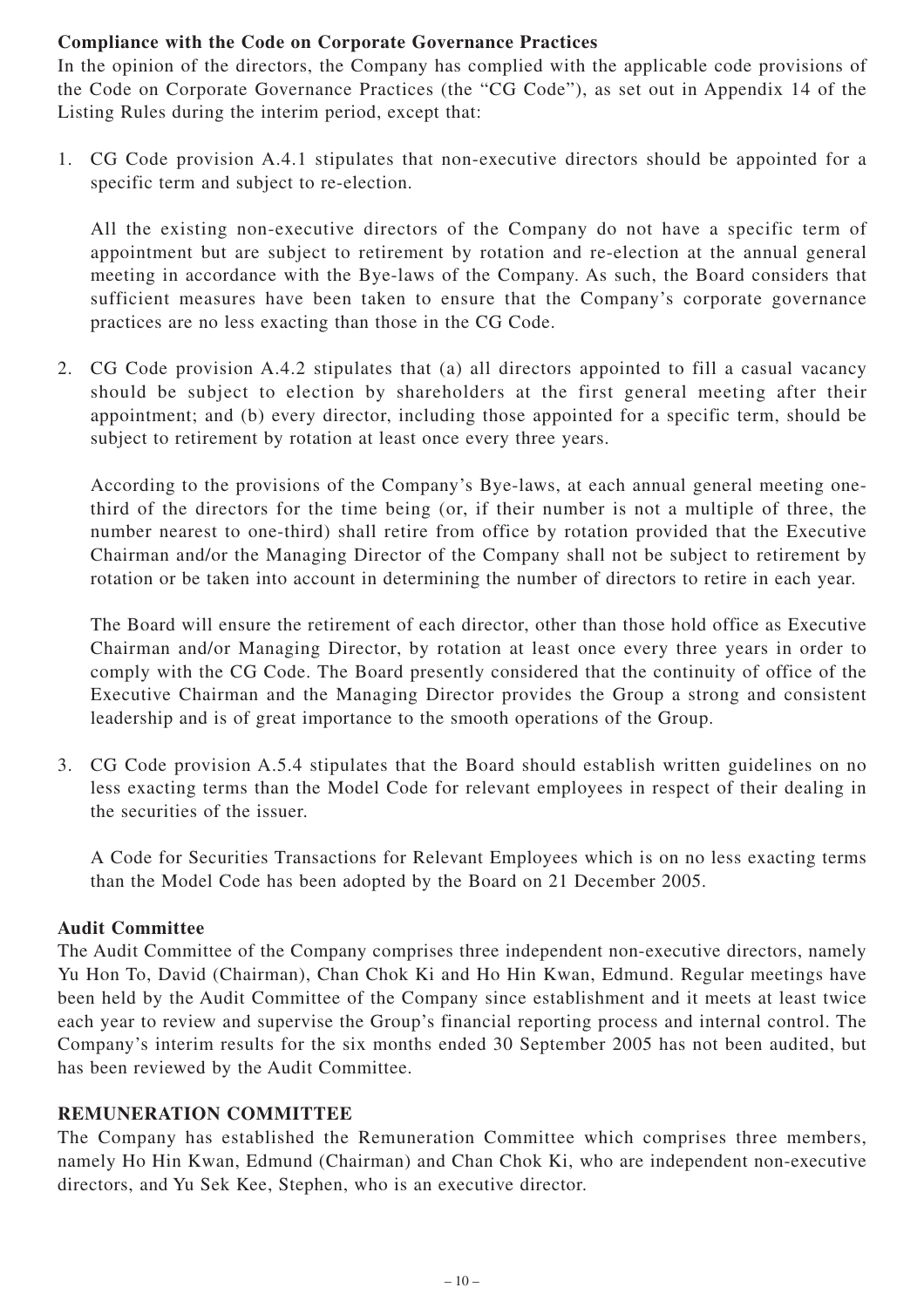**Compliance with the Code on Corporate Governance Practices**

In the opinion of the directors, the Company has complied with the applicable code provisions of the Code on Corporate Governance Practices (the "CG Code"), as set out in Appendix 14 of the Listing Rules during the interim period, except that:

1. CG Code provision A.4.1 stipulates that non-executive directors should be appointed for a specific term and subject to re-election.

   All the existing non-executive directors of the Company do not have a specific term of appointment but are subject to retirement by rotation and re-election at the annual general meeting in accordance with the Bye-laws of the Company. As such, the Board considers that sufficient measures have been taken to ensure that the Company's corporate governance practices are no less exacting than those in the CG Code.

2. CG Code provision A.4.2 stipulates that (a) all directors appointed to fill a casual vacancy should be subject to election by shareholders at the first general meeting after their appointment; and (b) every director, including those appointed for a specific term, should be subject to retirement by rotation at least once every three years.

   According to the provisions of the Company's Bye-laws, at each annual general meeting one-third of the directors for the time being (or, if their number is not a multiple of three, the number nearest to one-third) shall retire from office by rotation provided that the Executive Chairman and/or the Managing Director of the Company shall not be subject to retirement by rotation or be taken into account in determining the number of directors to retire in each year.

   The Board will ensure the retirement of each director, other than those hold office as Executive Chairman and/or Managing Director, by rotation at least once every three years in order to comply with the CG Code. The Board presently considered that the continuity of office of the Executive Chairman and the Managing Director provides the Group a strong and consistent leadership and is of great importance to the smooth operations of the Group.

3. CG Code provision A.5.4 stipulates that the Board should establish written guidelines on no less exacting terms than the Model Code for relevant employees in respect of their dealing in the securities of the issuer.

   A Code for Securities Transactions for Relevant Employees which is on no less exacting terms than the Model Code has been adopted by the Board on 21 December 2005.

**Audit Committee**

The Audit Committee of the Company comprises three independent non-executive directors, namely Yu Hon To, David (Chairman), Chan Chok Ki and Ho Hin Kwan, Edmund. Regular meetings have been held by the Audit Committee of the Company since establishment and it meets at least twice each year to review and supervise the Group's financial reporting process and internal control. The Company's interim results for the six months ended 30 September 2005 has not been audited, but has been reviewed by the Audit Committee.

**REMUNERATION COMMITTEE**

The Company has established the Remuneration Committee which comprises three members, namely Ho Hin Kwan, Edmund (Chairman) and Chan Chok Ki, who are independent non-executive directors, and Yu Sek Kee, Stephen, who is an executive director.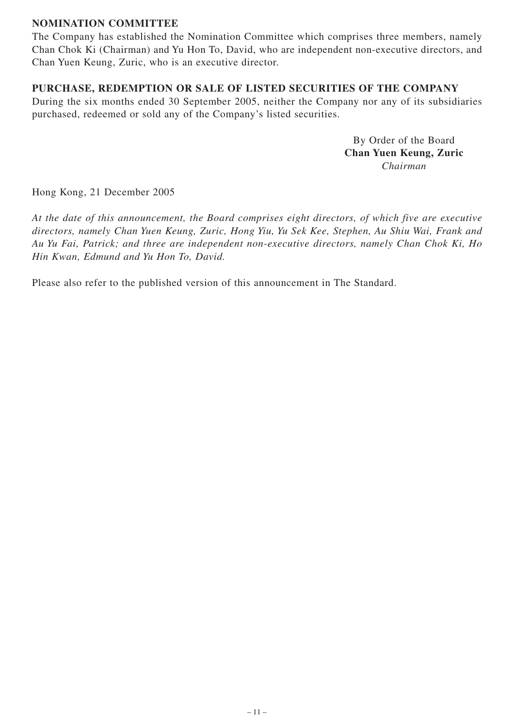## NOMINATION COMMITTEE

The Company has established the Nomination Committee which comprises three members, namely Chan Chok Ki (Chairman) and Yu Hon To, David, who are independent non-executive directors, and Chan Yuen Keung, Zuric, who is an executive director.

## PURCHASE, REDEMPTION OR SALE OF LISTED SECURITIES OF THE COMPANY

During the six months ended 30 September 2005, neither the Company nor any of its subsidiaries purchased, redeemed or sold any of the Company's listed securities.

By Order of the Board
**Chan Yuen Keung, Zuric**
*Chairman*

Hong Kong, 21 December 2005

*At the date of this announcement, the Board comprises eight directors, of which five are executive directors, namely Chan Yuen Keung, Zuric, Hong Yiu, Yu Sek Kee, Stephen, Au Shiu Wai, Frank and Au Yu Fai, Patrick; and three are independent non-executive directors, namely Chan Chok Ki, Ho Hin Kwan, Edmund and Yu Hon To, David.*

Please also refer to the published version of this announcement in The Standard.